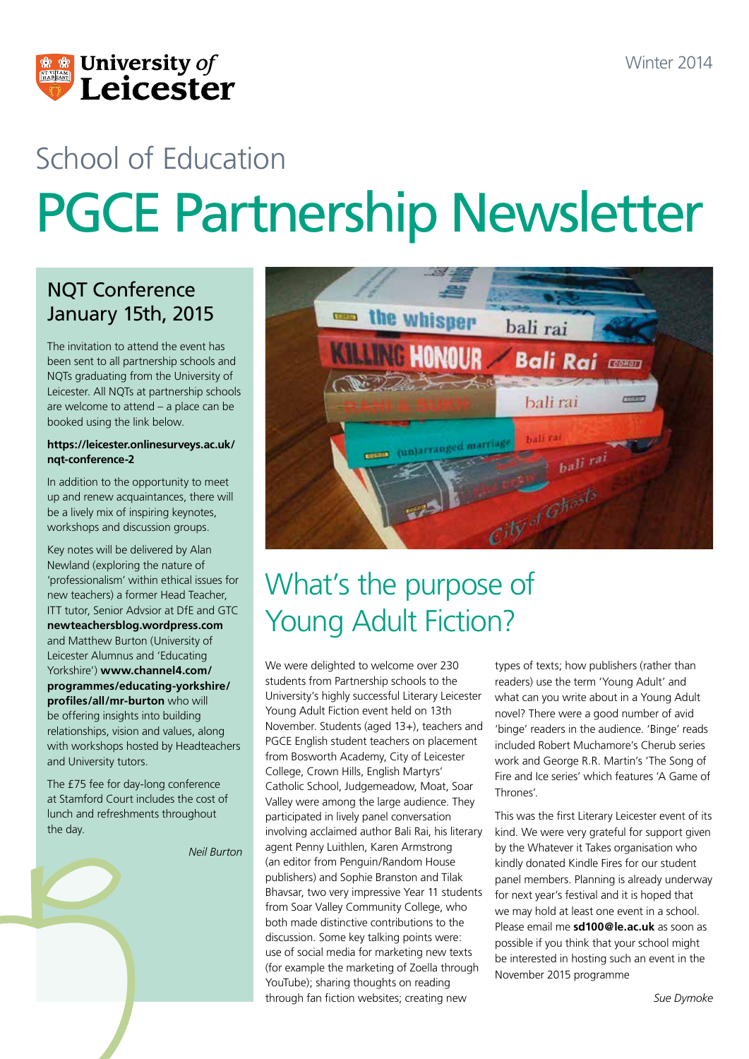University of Leicester

Winter 2014

School of Education

# PGCE Partnership Newsletter

## NQT Conference January 15th, 2015

The invitation to attend the event has been sent to all partnership schools and NQTs graduating from the University of Leicester. All NQTs at partnership schools are welcome to attend – a place can be booked using the link below.

**https://leicester.onlinesurveys.ac.uk/nqt-conference-2**

In addition to the opportunity to meet up and renew acquaintances, there will be a lively mix of inspiring keynotes, workshops and discussion groups.

Key notes will be delivered by Alan Newland (exploring the nature of 'professionalism' within ethical issues for new teachers) a former Head Teacher, ITT tutor, Senior Advsior at DfE and GTC **newteachersblog.wordpress.com** and Matthew Burton (University of Leicester Alumnus and 'Educating Yorkshire') **www.channel4.com/programmes/educating-yorkshire/profiles/all/mr-burton** who will be offering insights into building relationships, vision and values, along with workshops hosted by Headteachers and University tutors.

The £75 fee for day-long conference at Stamford Court includes the cost of lunch and refreshments throughout the day.

*Neil Burton*

## What's the purpose of Young Adult Fiction?

We were delighted to welcome over 230 students from Partnership schools to the University's highly successful Literary Leicester Young Adult Fiction event held on 13th November. Students (aged 13+), teachers and PGCE English student teachers on placement from Bosworth Academy, City of Leicester College, Crown Hills, English Martyrs' Catholic School, Judgemeadow, Moat, Soar Valley were among the large audience. They participated in lively panel conversation involving acclaimed author Bali Rai, his literary agent Penny Luithlen, Karen Armstrong (an editor from Penguin/Random House publishers) and Sophie Branston and Tilak Bhavsar, two very impressive Year 11 students from Soar Valley Community College, who both made distinctive contributions to the discussion. Some key talking points were: use of social media for marketing new texts (for example the marketing of Zoella through YouTube); sharing thoughts on reading through fan fiction websites; creating new types of texts; how publishers (rather than readers) use the term 'Young Adult' and what can you write about in a Young Adult novel? There were a good number of avid 'binge' readers in the audience. 'Binge' reads included Robert Muchamore's Cherub series work and George R.R. Martin's 'The Song of Fire and Ice series' which features 'A Game of Thrones'.

This was the first Literary Leicester event of its kind. We were very grateful for support given by the Whatever it Takes organisation who kindly donated Kindle Fires for our student panel members. Planning is already underway for next year's festival and it is hoped that we may hold at least one event in a school. Please email me **sd100@le.ac.uk** as soon as possible if you think that your school might be interested in hosting such an event in the November 2015 programme

*Sue Dymoke*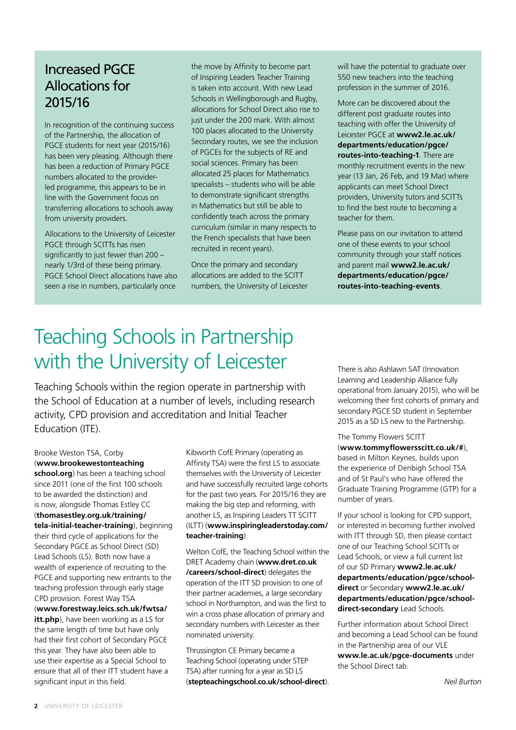## Increased PGCE Allocations for 2015/16

In recognition of the continuing success of the Partnership, the allocation of PGCE students for next year (2015/16) has been very pleasing. Although there has been a reduction of Primary PGCE numbers allocated to the provider-led programme, this appears to be in line with the Government focus on transferring allocations to schools away from university providers.

Allocations to the University of Leicester PGCE through SCITTs has risen significantly to just fewer than 200 – nearly 1/3rd of these being primary. PGCE School Direct allocations have also seen a rise in numbers, particularly once the move by Affinity to become part of Inspiring Leaders Teacher Training is taken into account. With new Lead Schools in Wellingborough and Rugby, allocations for School Direct also rise to just under the 200 mark. With almost 100 places allocated to the University Secondary routes, we see the inclusion of PGCEs for the subjects of RE and social sciences. Primary has been allocated 25 places for Mathematics specialists – students who will be able to demonstrate significant strengths in Mathematics but still be able to confidently teach across the primary curriculum (similar in many respects to the French specialists that have been recruited in recent years).

Once the primary and secondary allocations are added to the SCITT numbers, the University of Leicester will have the potential to graduate over 550 new teachers into the teaching profession in the summer of 2016.

More can be discovered about the different post graduate routes into teaching with offer the University of Leicester PGCE at **www2.le.ac.uk/departments/education/pgce/routes-into-teaching-1**. There are monthly recruitment events in the new year (13 Jan, 26 Feb, and 19 Mar) where applicants can meet School Direct providers, University tutors and SCITTs to find the best route to becoming a teacher for them.

Please pass on our invitation to attend one of these events to your school community through your staff notices and parent mail **www2.le.ac.uk/departments/education/pgce/routes-into-teaching-events**.

# Teaching Schools in Partnership with the University of Leicester

Teaching Schools within the region operate in partnership with the School of Education at a number of levels, including research activity, CPD provision and accreditation and Initial Teacher Education (ITE).

Brooke Weston TSA, Corby (**www.brookewestonteachingschool.org**) has been a teaching school since 2011 (one of the first 100 schools to be awarded the distinction) and is now, alongside Thomas Estley CC (**thomasestley.org.uk/training/tela-initial-teacher-training**), beginning their third cycle of applications for the Secondary PGCE as School Direct (SD) Lead Schools (LS). Both now have a wealth of experience of recruiting to the PGCE and supporting new entrants to the teaching profession through early stage CPD provision. Forest Way TSA (**www.forestway.leics.sch.uk/fwtsa/itt.php**), have been working as a LS for the same length of time but have only had their first cohort of Secondary PGCE this year. They have also been able to use their expertise as a Special School to ensure that all of their ITT student have a significant input in this field.

Kibworth CofE Primary (operating as Affinity TSA) were the first LS to associate themselves with the University of Leicester and have successfully recruited large cohorts for the past two years. For 2015/16 they are making the big step and reforming, with another LS, as Inspiring Leaders TT SCITT (ILTT) (**www.inspiringleaderstoday.com/teacher-training**).

Welton CofE, the Teaching School within the DRET Academy chain (**www.dret.co.uk/careers/school-direct**) delegates the operation of the ITT SD provision to one of their partner academies, a large secondary school in Northampton, and was the first to win a cross phase allocation of primary and secondary numbers with Leicester as their nominated university.

Thrussington CE Primary became a Teaching School (operating under STEP TSA) after running for a year as SD LS (**stepteachingschool.co.uk/school-direct**).

There is also Ashlawn SAT (Innovation Learning and Leadership Alliance fully operational from January 2015), who will be welcoming their first cohorts of primary and secondary PGCE student in September 2015 as a SD LS new to the Partnership.

The Tommy Flowers SCITT (**www.tommyflowersscitt.co.uk/#**), based in Milton Keynes, builds upon the experience of Denbigh School TSA and of St Paul's who have offered the Graduate Training Programme (GTP) for a number of years.

If your school is looking for CPD support, or interested in becoming further involved with ITT through SD, then please contact one of our Teaching School SCITTs or Lead Schools, or view a full current list of our SD Primary **www2.le.ac.uk/departments/education/pgce/school-direct** or Secondary **www2.le.ac.uk/departments/education/pgce/school-direct-secondary** Lead Schools.

Further information about School Direct and becoming a Lead School can be found in the Partnership area of our VLE **www.le.ac.uk/pgce-documents** under the School Direct tab.

*Neil Burton*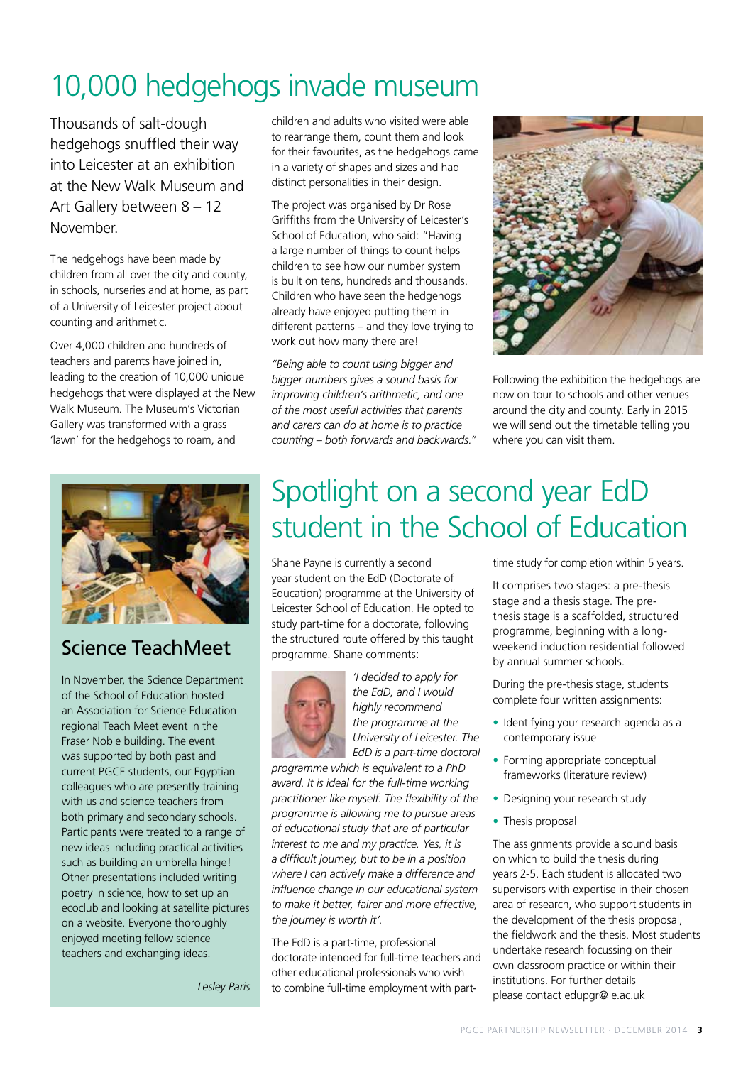# 10,000 hedgehogs invade museum

Thousands of salt-dough hedgehogs snuffled their way into Leicester at an exhibition at the New Walk Museum and Art Gallery between 8 – 12 November.

The hedgehogs have been made by children from all over the city and county, in schools, nurseries and at home, as part of a University of Leicester project about counting and arithmetic.

Over 4,000 children and hundreds of teachers and parents have joined in, leading to the creation of 10,000 unique hedgehogs that were displayed at the New Walk Museum. The Museum's Victorian Gallery was transformed with a grass 'lawn' for the hedgehogs to roam, and children and adults who visited were able to rearrange them, count them and look for their favourites, as the hedgehogs came in a variety of shapes and sizes and had distinct personalities in their design.

The project was organised by Dr Rose Griffiths from the University of Leicester's School of Education, who said: "Having a large number of things to count helps children to see how our number system is built on tens, hundreds and thousands. Children who have seen the hedgehogs already have enjoyed putting them in different patterns – and they love trying to work out how many there are!

*"Being able to count using bigger and bigger numbers gives a sound basis for improving children's arithmetic, and one of the most useful activities that parents and carers can do at home is to practice counting – both forwards and backwards."*

Following the exhibition the hedgehogs are now on tour to schools and other venues around the city and county. Early in 2015 we will send out the timetable telling you where you can visit them.

## Science TeachMeet

In November, the Science Department of the School of Education hosted an Association for Science Education regional Teach Meet event in the Fraser Noble building. The event was supported by both past and current PGCE students, our Egyptian colleagues who are presently training with us and science teachers from both primary and secondary schools. Participants were treated to a range of new ideas including practical activities such as building an umbrella hinge! Other presentations included writing poetry in science, how to set up an ecoclub and looking at satellite pictures on a website. Everyone thoroughly enjoyed meeting fellow science teachers and exchanging ideas.

*Lesley Paris*

# Spotlight on a second year EdD student in the School of Education

Shane Payne is currently a second year student on the EdD (Doctorate of Education) programme at the University of Leicester School of Education. He opted to study part-time for a doctorate, following the structured route offered by this taught programme. Shane comments:

*'I decided to apply for the EdD, and I would highly recommend the programme at the University of Leicester. The EdD is a part-time doctoral programme which is equivalent to a PhD award. It is ideal for the full-time working practitioner like myself. The flexibility of the programme is allowing me to pursue areas of educational study that are of particular interest to me and my practice. Yes, it is a difficult journey, but to be in a position where I can actively make a difference and influence change in our educational system to make it better, fairer and more effective, the journey is worth it'.*

The EdD is a part-time, professional doctorate intended for full-time teachers and other educational professionals who wish to combine full-time employment with part-time study for completion within 5 years.

It comprises two stages: a pre-thesis stage and a thesis stage. The pre-thesis stage is a scaffolded, structured programme, beginning with a long-weekend induction residential followed by annual summer schools.

During the pre-thesis stage, students complete four written assignments:

- Identifying your research agenda as a contemporary issue
- Forming appropriate conceptual frameworks (literature review)
- Designing your research study
- Thesis proposal

The assignments provide a sound basis on which to build the thesis during years 2-5. Each student is allocated two supervisors with expertise in their chosen area of research, who support students in the development of the thesis proposal, the fieldwork and the thesis. Most students undertake research focussing on their own classroom practice or within their institutions. For further details please contact edupgr@le.ac.uk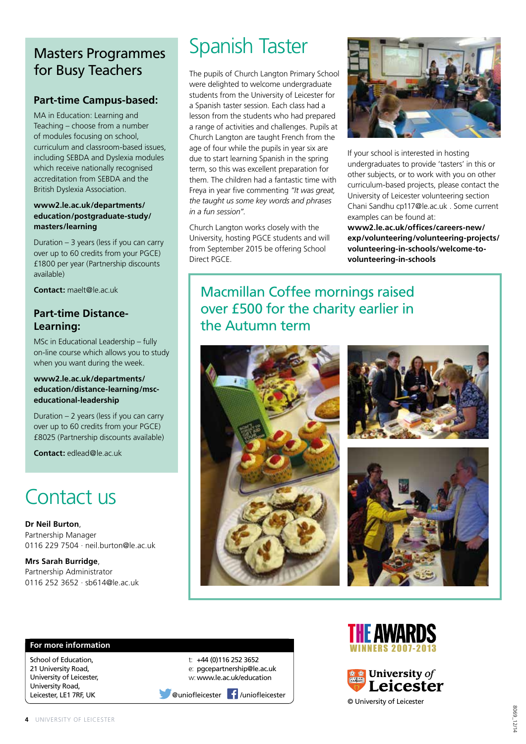## Masters Programmes for Busy Teachers

### Part-time Campus-based:

MA in Education: Learning and Teaching – choose from a number of modules focusing on school, curriculum and classroom-based issues, including SEBDA and Dyslexia modules which receive nationally recognised accreditation from SEBDA and the British Dyslexia Association.

**www2.le.ac.uk/departments/education/postgraduate-study/masters/learning**

Duration – 3 years (less if you can carry over up to 60 credits from your PGCE) £1800 per year (Partnership discounts available)

**Contact:** maelt@le.ac.uk

### Part-time Distance-Learning:

MSc in Educational Leadership – fully on-line course which allows you to study when you want during the week.

**www2.le.ac.uk/departments/education/distance-learning/msc-educational-leadership**

Duration – 2 years (less if you can carry over up to 60 credits from your PGCE) £8025 (Partnership discounts available)

**Contact:** edlead@le.ac.uk

# Contact us

**Dr Neil Burton**,
Partnership Manager
0116 229 7504 · neil.burton@le.ac.uk

**Mrs Sarah Burridge**,
Partnership Administrator
0116 252 3652 · sb614@le.ac.uk

# Spanish Taster

The pupils of Church Langton Primary School were delighted to welcome undergraduate students from the University of Leicester for a Spanish taster session. Each class had a lesson from the students who had prepared a range of activities and challenges. Pupils at Church Langton are taught French from the age of four while the pupils in year six are due to start learning Spanish in the spring term, so this was excellent preparation for them. The children had a fantastic time with Freya in year five commenting *"It was great, the taught us some key words and phrases in a fun session".*

Church Langton works closely with the University, hosting PGCE students and will from September 2015 be offering School Direct PGCE.

If your school is interested in hosting undergraduates to provide 'tasters' in this or other subjects, or to work with you on other curriculum-based projects, please contact the University of Leicester volunteering section Chani Sandhu cp117@le.ac.uk . Some current examples can be found at: **www2.le.ac.uk/offices/careers-new/exp/volunteering/volunteering-projects/volunteering-in-schools/welcome-to-volunteering-in-schools**

## Macmillan Coffee mornings raised over £500 for the charity earlier in the Autumn term

**For more information**

School of Education,
21 University Road,
University of Leicester,
University Road,
Leicester, LE1 7RF, UK

t: +44 (0)116 252 3652
e: pgcepartnership@le.ac.uk
w: www.le.ac.uk/education

@uniofleicester /uniofleicester

THE AWARDS WINNERS 2007-2013

University of Leicester

© University of Leicester

8069_12/14